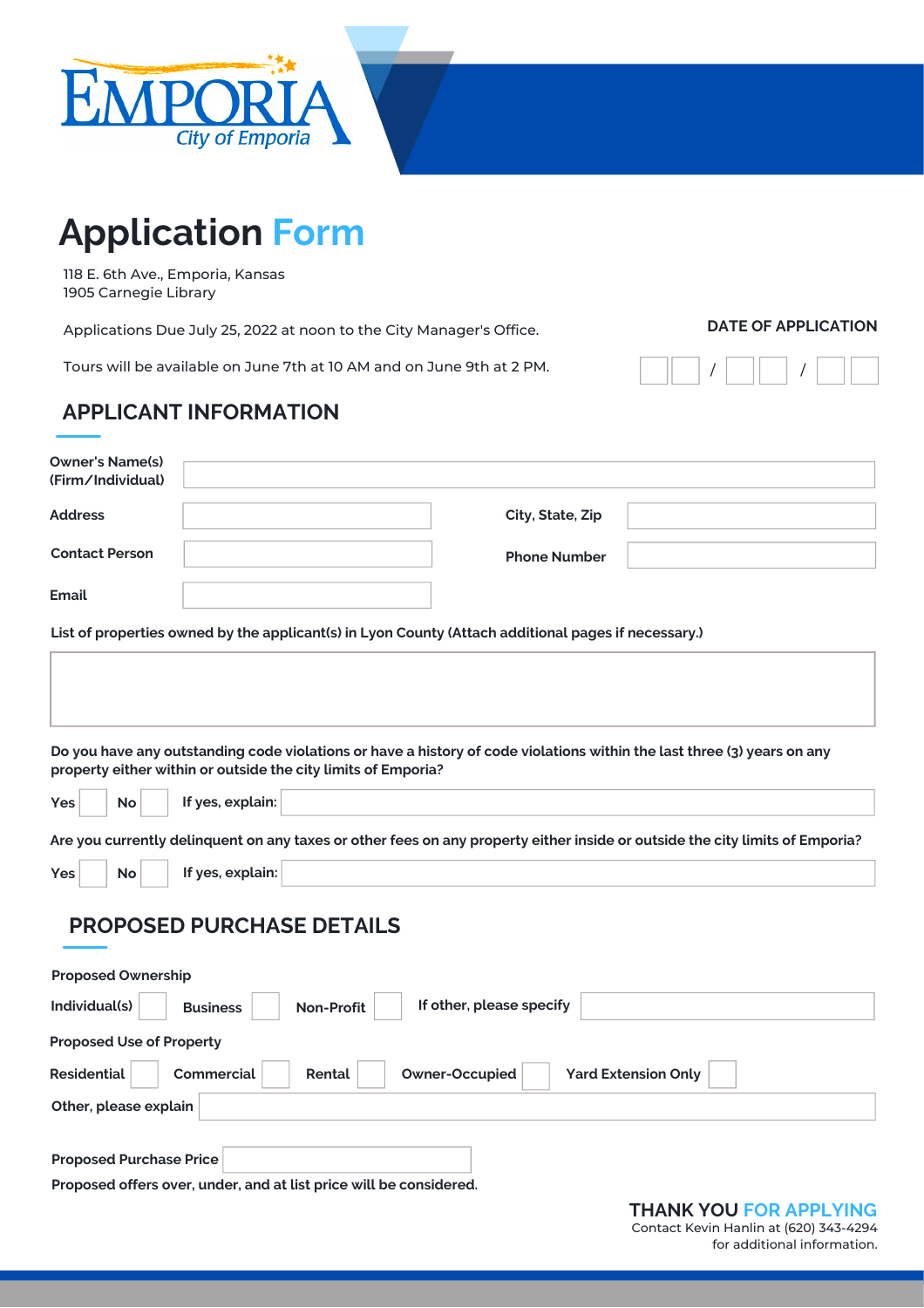EMPORIA
City of Emporia

# Application Form

118 E. 6th Ave., Emporia, Kansas
1905 Carnegie Library

Applications Due July 25, 2022 at noon to the City Manager's Office.

Tours will be available on June 7th at 10 AM and on June 9th at 2 PM.

**DATE OF APPLICATION** __ __ / __ __ / __ __

## APPLICANT INFORMATION

**Owner's Name(s) (Firm/Individual)** ____________________

**Address** ____________________ **City, State, Zip** ____________________

**Contact Person** ____________________ **Phone Number** ____________________

**Email** ____________________

**List of properties owned by the applicant(s) in Lyon County (Attach additional pages if necessary.)**

____________________

**Do you have any outstanding code violations or have a history of code violations within the last three (3) years on any property either within or outside the city limits of Emporia?**

**Yes** ☐ **No** ☐ **If yes, explain:** ____________________

**Are you currently delinquent on any taxes or other fees on any property either inside or outside the city limits of Emporia?**

**Yes** ☐ **No** ☐ **If yes, explain:** ____________________

## PROPOSED PURCHASE DETAILS

**Proposed Ownership**

**Individual(s)** ☐ **Business** ☐ **Non-Profit** ☐ **If other, please specify** ____________________

**Proposed Use of Property**

**Residential** ☐ **Commercial** ☐ **Rental** ☐ **Owner-Occupied** ☐ **Yard Extension Only** ☐

**Other, please explain** ____________________

**Proposed Purchase Price** ____________________

**Proposed offers over, under, and at list price will be considered.**

**THANK YOU FOR APPLYING**
Contact Kevin Hanlin at (620) 343-4294 for additional information.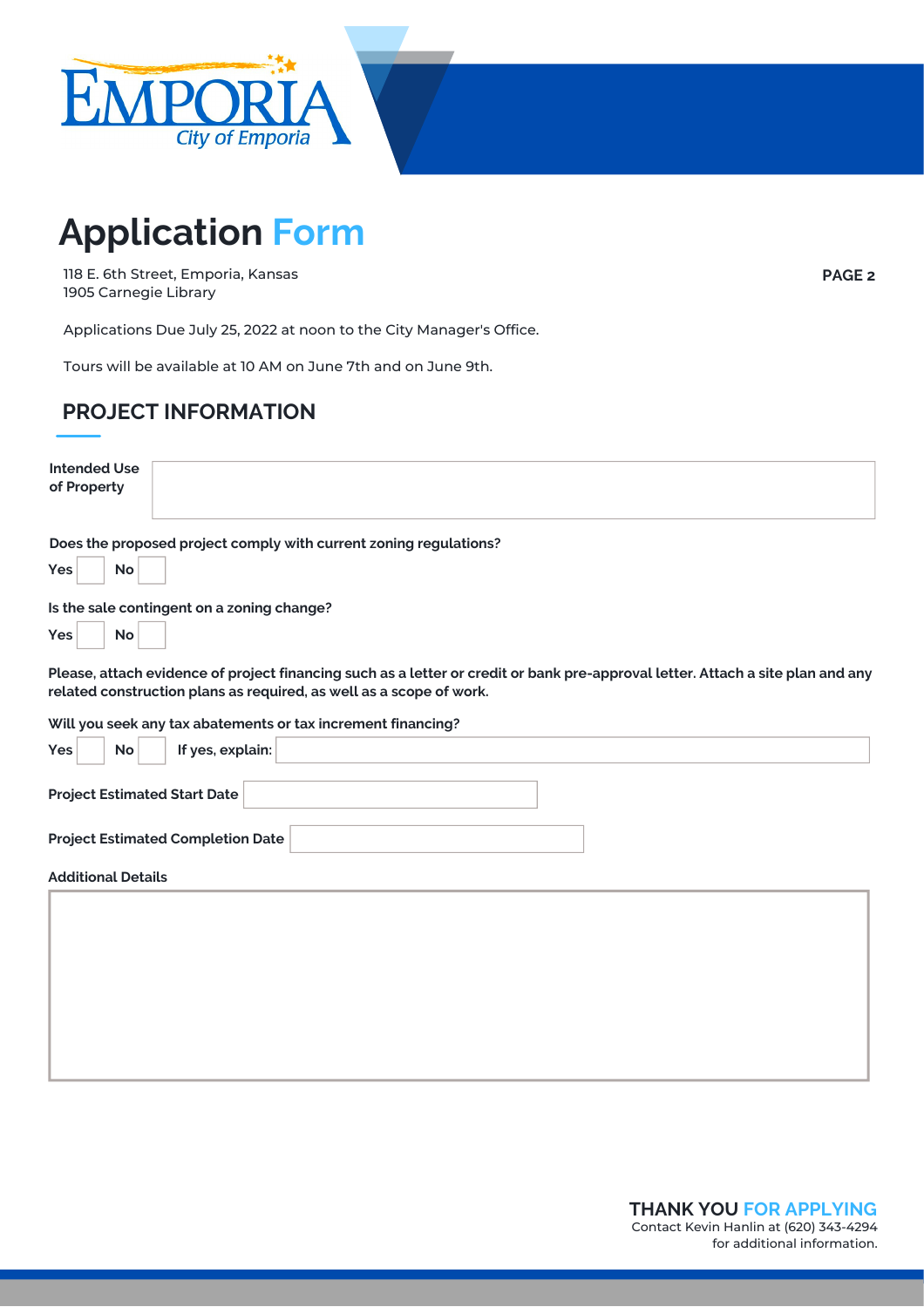EMPORIA
City of Emporia

# Application Form

118 E. 6th Street, Emporia, Kansas
1905 Carnegie Library

**PAGE 2**

Applications Due July 25, 2022 at noon to the City Manager's Office.

Tours will be available at 10 AM on June 7th and on June 9th.

## PROJECT INFORMATION

**Intended Use of Property**

**Does the proposed project comply with current zoning regulations?**

**Yes** ☐ **No** ☐

**Is the sale contingent on a zoning change?**

**Yes** ☐ **No** ☐

**Please, attach evidence of project financing such as a letter or credit or bank pre-approval letter. Attach a site plan and any related construction plans as required, as well as a scope of work.**

**Will you seek any tax abatements or tax increment financing?**

**Yes** ☐ **No** ☐ **If yes, explain:**

**Project Estimated Start Date**

**Project Estimated Completion Date**

**Additional Details**

**THANK YOU FOR APPLYING**
Contact Kevin Hanlin at (620) 343-4294 for additional information.